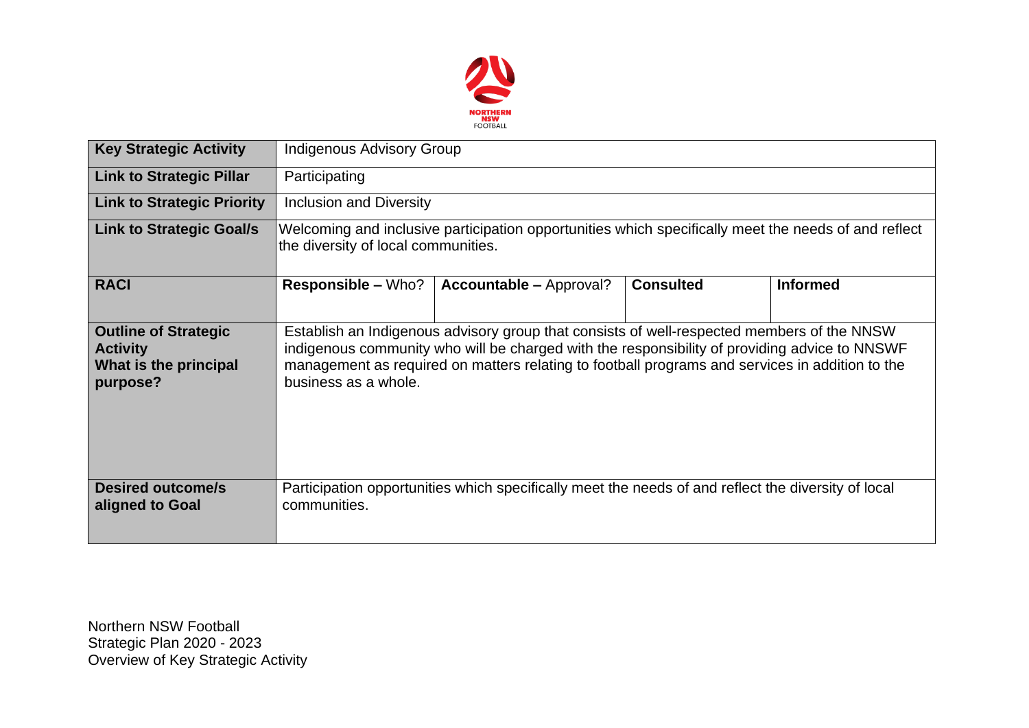| Key Strategic Activity | Indigenous Advisory Group | | | |
| --- | --- | --- | --- | --- |
| **Link to Strategic Pillar** | Participating | | | |
| **Link to Strategic Priority** | Inclusion and Diversity | | | |
| **Link to Strategic Goal/s** | Welcoming and inclusive participation opportunities which specifically meet the needs of and reflect the diversity of local communities. | | | |
| **RACI** | **Responsible –** Who? | **Accountable –** Approval? | **Consulted** | **Informed** |
| **Outline of Strategic Activity What is the principal purpose?** | Establish an Indigenous advisory group that consists of well-respected members of the NNSW indigenous community who will be charged with the responsibility of providing advice to NNSWF management as required on matters relating to football programs and services in addition to the business as a whole. | | | |
| **Desired outcome/s aligned to Goal** | Participation opportunities which specifically meet the needs of and reflect the diversity of local communities. | | | |

Northern NSW Football
Strategic Plan 2020 - 2023
Overview of Key Strategic Activity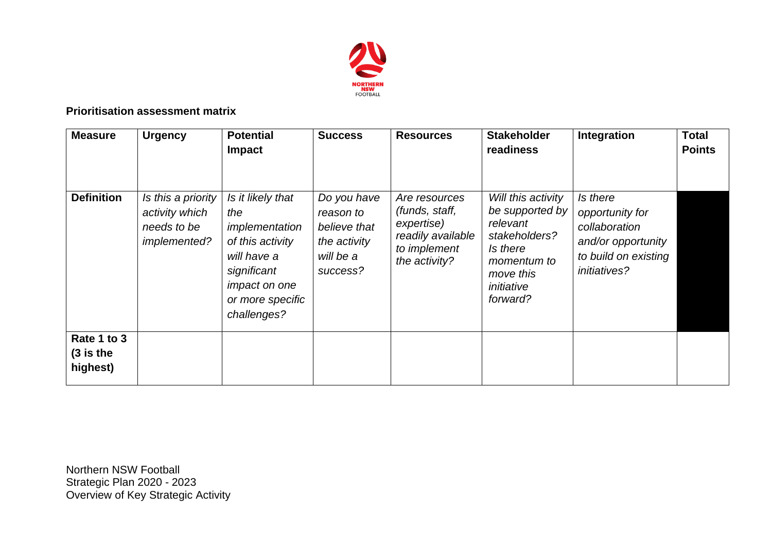**Prioritisation assessment matrix**

| Measure | Urgency | Potential Impact | Success | Resources | Stakeholder readiness | Integration | Total Points |
|---|---|---|---|---|---|---|---|
| **Definition** | *Is this a priority activity which needs to be implemented?* | *Is it likely that the implementation of this activity will have a significant impact on one or more specific challenges?* | *Do you have reason to believe that the activity will be a success?* | *Are resources (funds, staff, expertise) readily available to implement the activity?* | *Will this activity be supported by relevant stakeholders? Is there momentum to move this initiative forward?* | *Is there opportunity for collaboration and/or opportunity to build on existing initiatives?* | |
| **Rate 1 to 3 (3 is the highest)** | | | | | | | |

Northern NSW Football
Strategic Plan 2020 - 2023
Overview of Key Strategic Activity